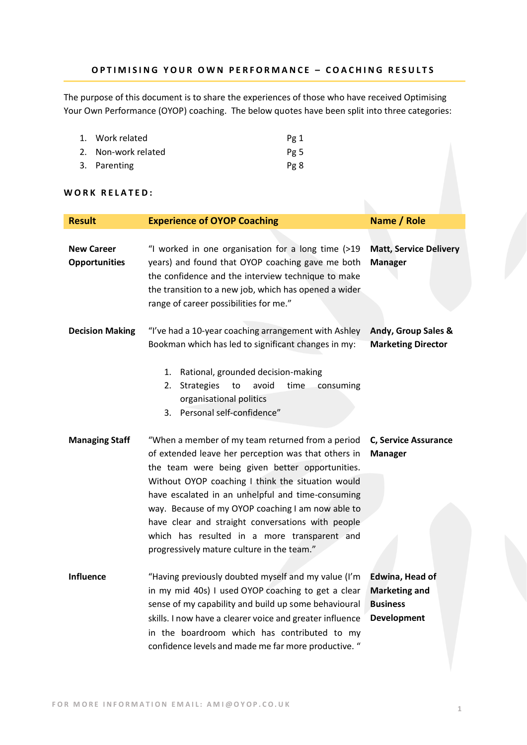# OPTIMISING YOUR OWN PERFORMANCE – COACHING RESULTS

The purpose of this document is to share the experiences of those who have received Optimising Your Own Performance (OYOP) coaching. The below quotes have been split into three categories:

1. Work related — Pg 1
2. Non-work related — Pg 5
3. Parenting — Pg 8

## WORK RELATED:

| Result | Experience of OYOP Coaching | Name / Role |
|---|---|---|
| **New Career Opportunities** | "I worked in one organisation for a long time (>19 years) and found that OYOP coaching gave me both the confidence and the interview technique to make the transition to a new job, which has opened a wider range of career possibilities for me." | **Matt, Service Delivery Manager** |
| **Decision Making** | "I've had a 10-year coaching arrangement with Ashley Bookman which has led to significant changes in my: 1. Rational, grounded decision-making 2. Strategies to avoid time consuming organisational politics 3. Personal self-confidence" | **Andy, Group Sales & Marketing Director** |
| **Managing Staff** | "When a member of my team returned from a period of extended leave her perception was that others in the team were being given better opportunities. Without OYOP coaching I think the situation would have escalated in an unhelpful and time-consuming way. Because of my OYOP coaching I am now able to have clear and straight conversations with people which has resulted in a more transparent and progressively mature culture in the team." | **C, Service Assurance Manager** |
| **Influence** | "Having previously doubted myself and my value (I'm in my mid 40s) I used OYOP coaching to get a clear sense of my capability and build up some behavioural skills. I now have a clearer voice and greater influence in the boardroom which has contributed to my confidence levels and made me far more productive. " | **Edwina, Head of Marketing and Business Development** |

FOR MORE INFORMATION EMAIL: AMI@OYOP.CO.UK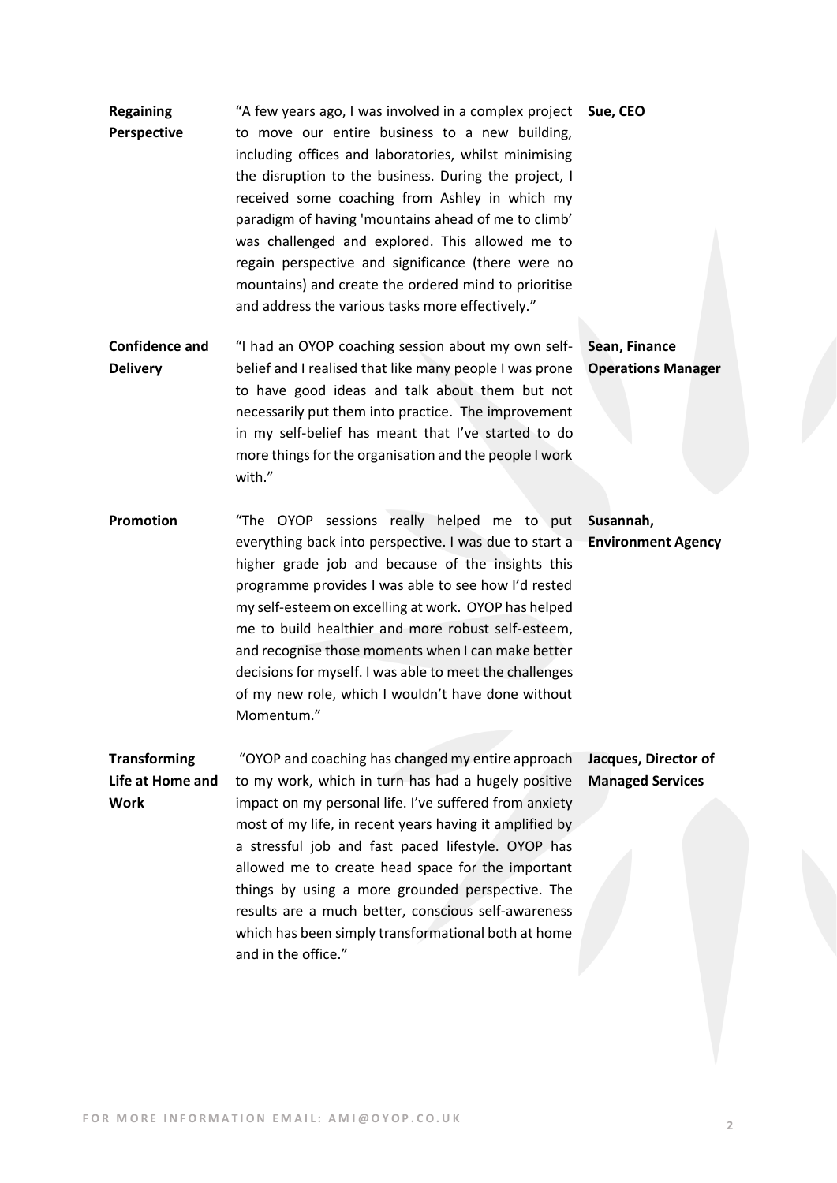| | | |
|---|---|---|
| **Regaining Perspective** | "A few years ago, I was involved in a complex project to move our entire business to a new building, including offices and laboratories, whilst minimising the disruption to the business. During the project, I received some coaching from Ashley in which my paradigm of having 'mountains ahead of me to climb' was challenged and explored. This allowed me to regain perspective and significance (there were no mountains) and create the ordered mind to prioritise and address the various tasks more effectively." | **Sue, CEO** |
| **Confidence and Delivery** | "I had an OYOP coaching session about my own self-belief and I realised that like many people I was prone to have good ideas and talk about them but not necessarily put them into practice. The improvement in my self-belief has meant that I've started to do more things for the organisation and the people I work with." | **Sean, Finance Operations Manager** |
| **Promotion** | "The OYOP sessions really helped me to put everything back into perspective. I was due to start a higher grade job and because of the insights this programme provides I was able to see how I'd rested my self-esteem on excelling at work. OYOP has helped me to build healthier and more robust self-esteem, and recognise those moments when I can make better decisions for myself. I was able to meet the challenges of my new role, which I wouldn't have done without Momentum." | **Susannah, Environment Agency** |
| **Transforming Life at Home and Work** | "OYOP and coaching has changed my entire approach to my work, which in turn has had a hugely positive impact on my personal life. I've suffered from anxiety most of my life, in recent years having it amplified by a stressful job and fast paced lifestyle. OYOP has allowed me to create head space for the important things by using a more grounded perspective. The results are a much better, conscious self-awareness which has been simply transformational both at home and in the office." | **Jacques, Director of Managed Services** |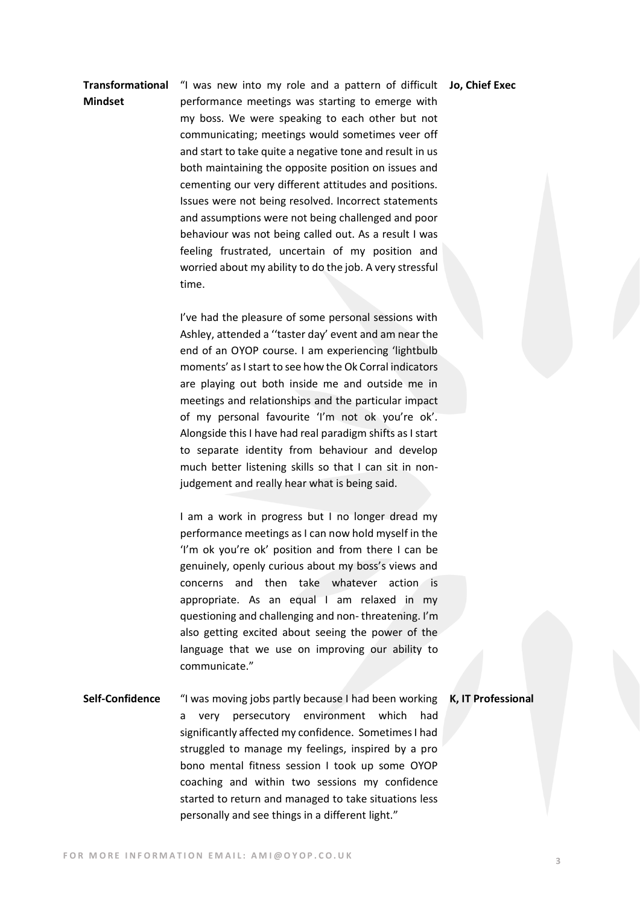**Transformational Mindset**

"I was new into my role and a pattern of difficult performance meetings was starting to emerge with my boss. We were speaking to each other but not communicating; meetings would sometimes veer off and start to take quite a negative tone and result in us both maintaining the opposite position on issues and cementing our very different attitudes and positions. Issues were not being resolved. Incorrect statements and assumptions were not being challenged and poor behaviour was not being called out. As a result I was feeling frustrated, uncertain of my position and worried about my ability to do the job. A very stressful time.

I've had the pleasure of some personal sessions with Ashley, attended a ''taster day' event and am near the end of an OYOP course. I am experiencing 'lightbulb moments' as I start to see how the Ok Corral indicators are playing out both inside me and outside me in meetings and relationships and the particular impact of my personal favourite 'I'm not ok you're ok'. Alongside this I have had real paradigm shifts as I start to separate identity from behaviour and develop much better listening skills so that I can sit in non-judgement and really hear what is being said.

I am a work in progress but I no longer dread my performance meetings as I can now hold myself in the 'I'm ok you're ok' position and from there I can be genuinely, openly curious about my boss's views and concerns and then take whatever action is appropriate. As an equal I am relaxed in my questioning and challenging and non- threatening. I'm also getting excited about seeing the power of the language that we use on improving our ability to communicate."

**Jo, Chief Exec**

**Self-Confidence**

"I was moving jobs partly because I had been working a very persecutory environment which had significantly affected my confidence. Sometimes I had struggled to manage my feelings, inspired by a pro bono mental fitness session I took up some OYOP coaching and within two sessions my confidence started to return and managed to take situations less personally and see things in a different light."

**K, IT Professional**

FOR MORE INFORMATION EMAIL: AMI@OYOP.CO.UK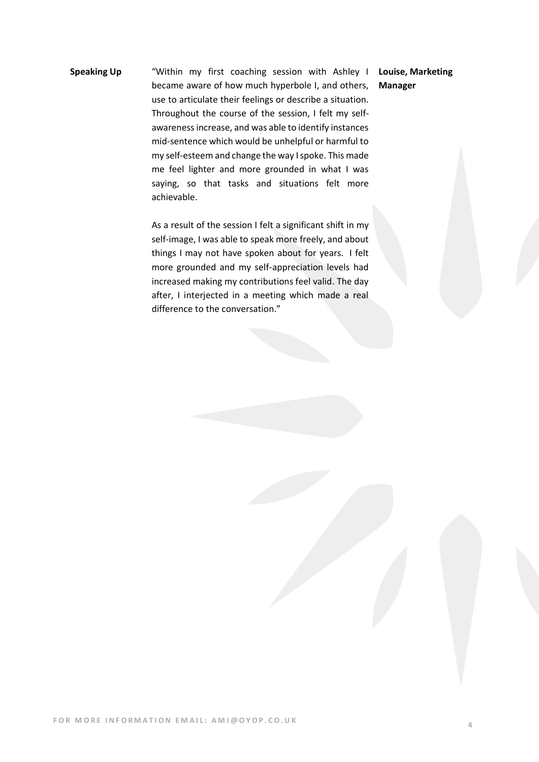**Speaking Up**

"Within my first coaching session with Ashley I became aware of how much hyperbole I, and others, use to articulate their feelings or describe a situation. Throughout the course of the session, I felt my self-awareness increase, and was able to identify instances mid-sentence which would be unhelpful or harmful to my self-esteem and change the way I spoke. This made me feel lighter and more grounded in what I was saying, so that tasks and situations felt more achievable.

As a result of the session I felt a significant shift in my self-image, I was able to speak more freely, and about things I may not have spoken about for years. I felt more grounded and my self-appreciation levels had increased making my contributions feel valid. The day after, I interjected in a meeting which made a real difference to the conversation."

**Louise, Marketing Manager**

FOR MORE INFORMATION EMAIL: AMI@OYOP.CO.UK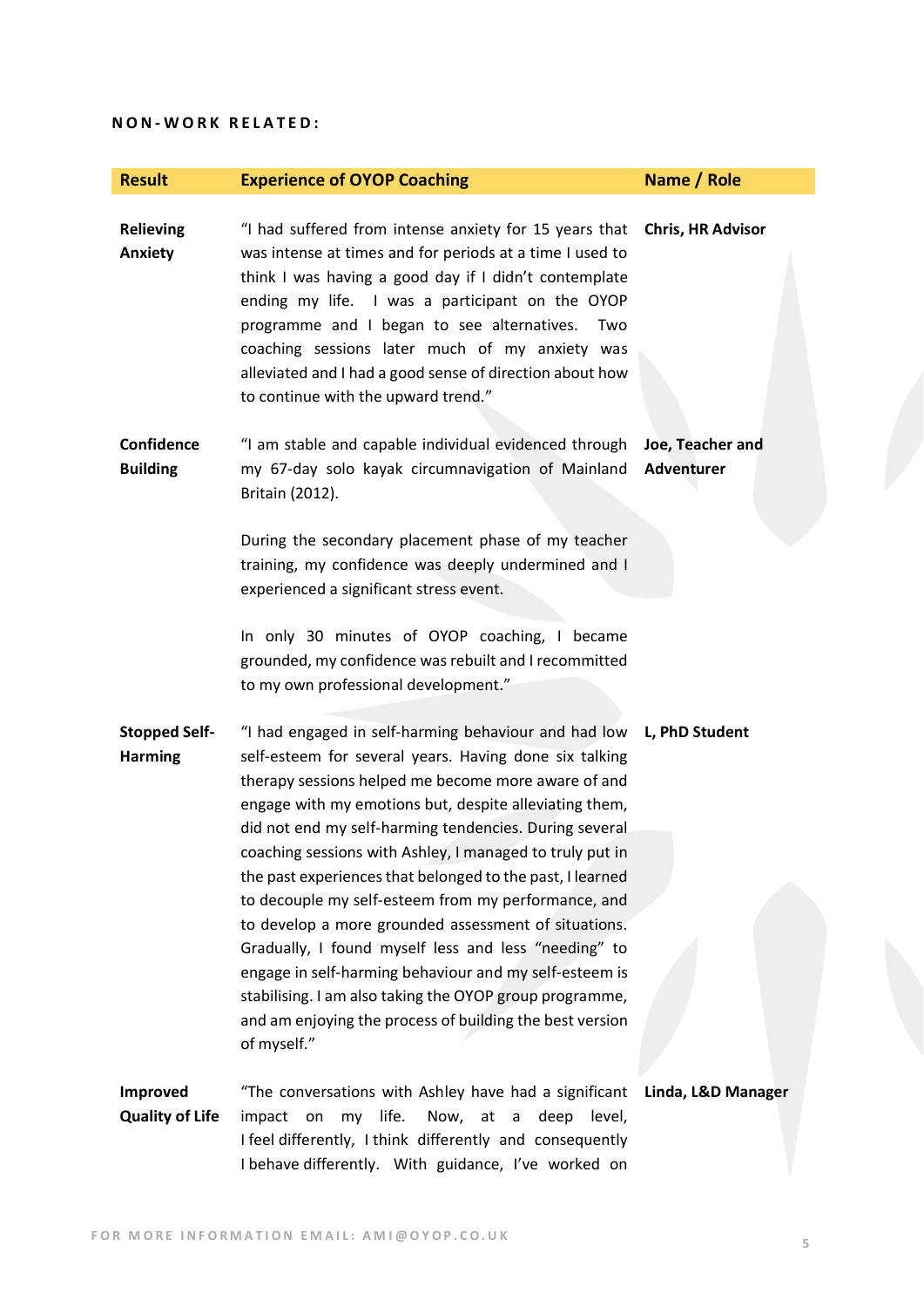**NON-WORK RELATED:**

| Result | Experience of OYOP Coaching | Name / Role |
|---|---|---|
| **Relieving Anxiety** | "I had suffered from intense anxiety for 15 years that was intense at times and for periods at a time I used to think I was having a good day if I didn't contemplate ending my life. I was a participant on the OYOP programme and I began to see alternatives. Two coaching sessions later much of my anxiety was alleviated and I had a good sense of direction about how to continue with the upward trend." | **Chris, HR Advisor** |
| **Confidence Building** | "I am stable and capable individual evidenced through my 67-day solo kayak circumnavigation of Mainland Britain (2012).<br><br>During the secondary placement phase of my teacher training, my confidence was deeply undermined and I experienced a significant stress event.<br><br>In only 30 minutes of OYOP coaching, I became grounded, my confidence was rebuilt and I recommitted to my own professional development." | **Joe, Teacher and Adventurer** |
| **Stopped Self-Harming** | "I had engaged in self-harming behaviour and had low self-esteem for several years. Having done six talking therapy sessions helped me become more aware of and engage with my emotions but, despite alleviating them, did not end my self-harming tendencies. During several coaching sessions with Ashley, I managed to truly put in the past experiences that belonged to the past, I learned to decouple my self-esteem from my performance, and to develop a more grounded assessment of situations. Gradually, I found myself less and less "needing" to engage in self-harming behaviour and my self-esteem is stabilising. I am also taking the OYOP group programme, and am enjoying the process of building the best version of myself." | **L, PhD Student** |
| **Improved Quality of Life** | "The conversations with Ashley have had a significant impact on my life. Now, at a deep level, I feel differently, I think differently and consequently I behave differently. With guidance, I've worked on | **Linda, L&D Manager** |

FOR MORE INFORMATION EMAIL: AMI@OYOP.CO.UK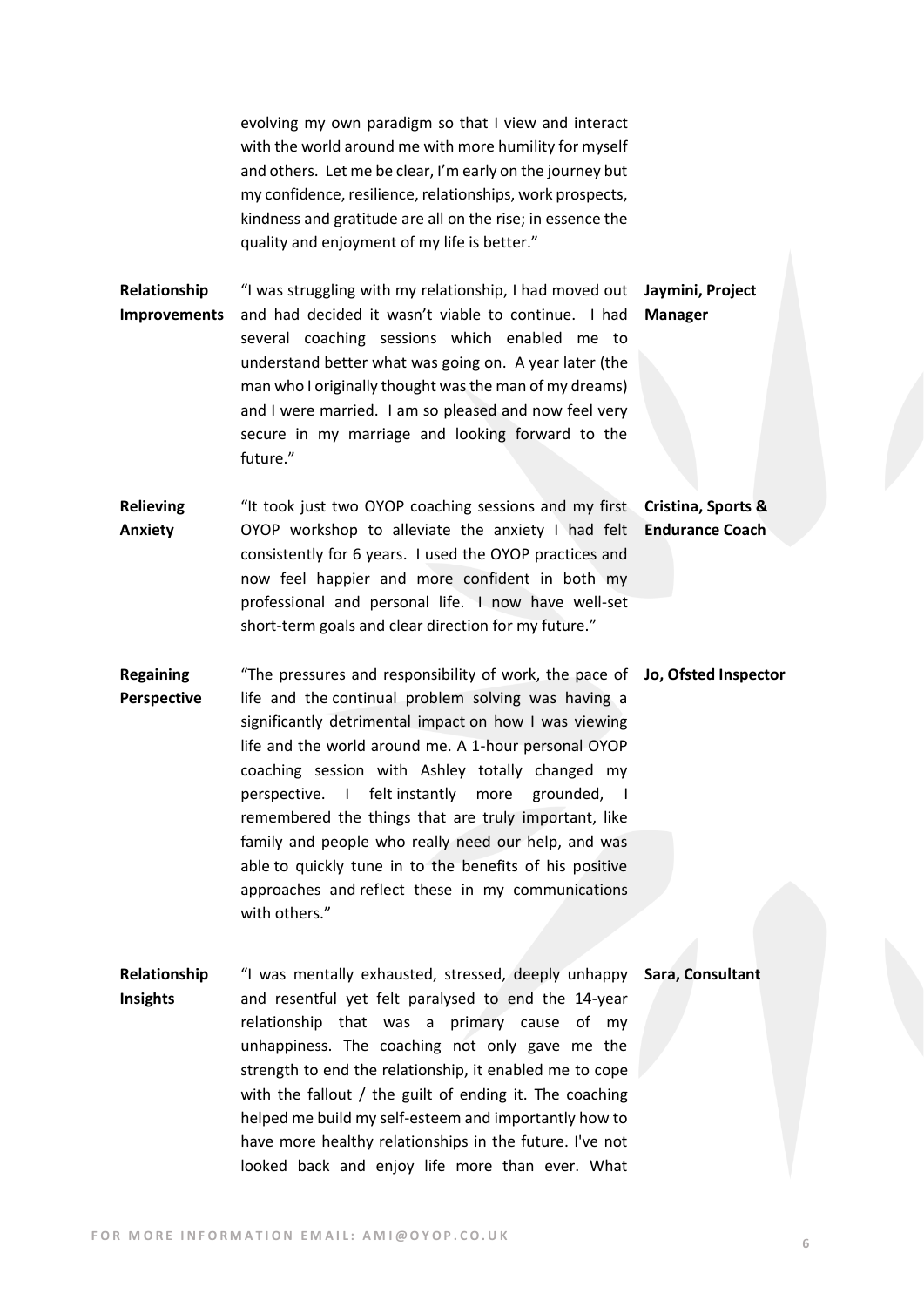evolving my own paradigm so that I view and interact with the world around me with more humility for myself and others. Let me be clear, I'm early on the journey but my confidence, resilience, relationships, work prospects, kindness and gratitude are all on the rise; in essence the quality and enjoyment of my life is better."

| | | |
|---|---|---|
| **Relationship Improvements** | "I was struggling with my relationship, I had moved out and had decided it wasn't viable to continue. I had several coaching sessions which enabled me to understand better what was going on. A year later (the man who I originally thought was the man of my dreams) and I were married. I am so pleased and now feel very secure in my marriage and looking forward to the future." | **Jaymini, Project Manager** |
| **Relieving Anxiety** | "It took just two OYOP coaching sessions and my first OYOP workshop to alleviate the anxiety I had felt consistently for 6 years. I used the OYOP practices and now feel happier and more confident in both my professional and personal life. I now have well-set short-term goals and clear direction for my future." | **Cristina, Sports & Endurance Coach** |
| **Regaining Perspective** | "The pressures and responsibility of work, the pace of life and the continual problem solving was having a significantly detrimental impact on how I was viewing life and the world around me. A 1-hour personal OYOP coaching session with Ashley totally changed my perspective. I felt instantly more grounded, I remembered the things that are truly important, like family and people who really need our help, and was able to quickly tune in to the benefits of his positive approaches and reflect these in my communications with others." | **Jo, Ofsted Inspector** |
| **Relationship Insights** | "I was mentally exhausted, stressed, deeply unhappy and resentful yet felt paralysed to end the 14-year relationship that was a primary cause of my unhappiness. The coaching not only gave me the strength to end the relationship, it enabled me to cope with the fallout / the guilt of ending it. The coaching helped me build my self-esteem and importantly how to have more healthy relationships in the future. I've not looked back and enjoy life more than ever. What | **Sara, Consultant** |

FOR MORE INFORMATION EMAIL: AMI@OYOP.CO.UK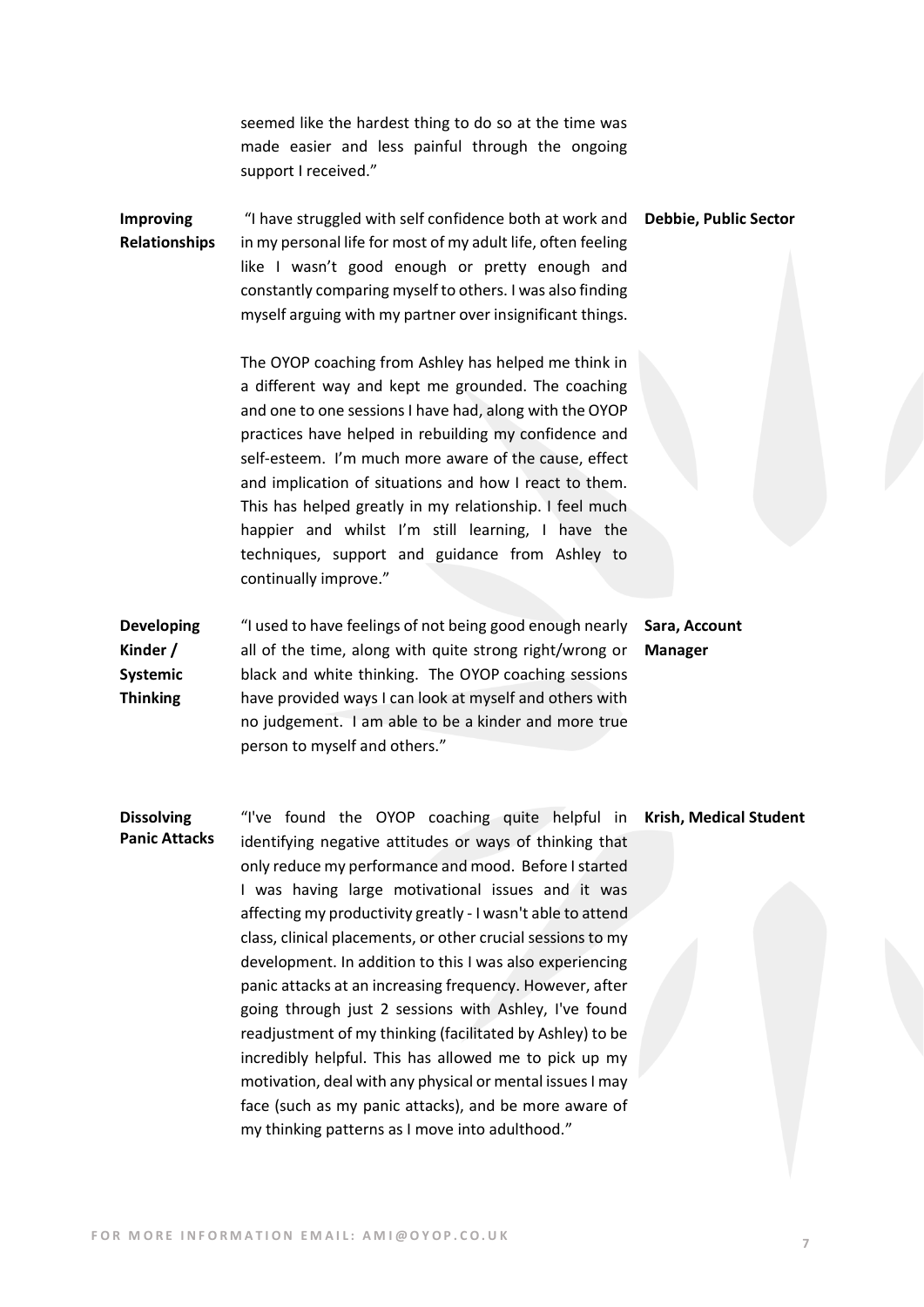seemed like the hardest thing to do so at the time was made easier and less painful through the ongoing support I received."

| | | |
|---|---|---|
| **Improving Relationships** | "I have struggled with self confidence both at work and in my personal life for most of my adult life, often feeling like I wasn't good enough or pretty enough and constantly comparing myself to others. I was also finding myself arguing with my partner over insignificant things.<br><br>The OYOP coaching from Ashley has helped me think in a different way and kept me grounded. The coaching and one to one sessions I have had, along with the OYOP practices have helped in rebuilding my confidence and self-esteem. I'm much more aware of the cause, effect and implication of situations and how I react to them. This has helped greatly in my relationship. I feel much happier and whilst I'm still learning, I have the techniques, support and guidance from Ashley to continually improve." | **Debbie, Public Sector** |
| **Developing Kinder / Systemic Thinking** | "I used to have feelings of not being good enough nearly all of the time, along with quite strong right/wrong or black and white thinking. The OYOP coaching sessions have provided ways I can look at myself and others with no judgement. I am able to be a kinder and more true person to myself and others." | **Sara, Account Manager** |
| **Dissolving Panic Attacks** | "I've found the OYOP coaching quite helpful in identifying negative attitudes or ways of thinking that only reduce my performance and mood. Before I started I was having large motivational issues and it was affecting my productivity greatly - I wasn't able to attend class, clinical placements, or other crucial sessions to my development. In addition to this I was also experiencing panic attacks at an increasing frequency. However, after going through just 2 sessions with Ashley, I've found readjustment of my thinking (facilitated by Ashley) to be incredibly helpful. This has allowed me to pick up my motivation, deal with any physical or mental issues I may face (such as my panic attacks), and be more aware of my thinking patterns as I move into adulthood." | **Krish, Medical Student** |

FOR MORE INFORMATION EMAIL: AMI@OYOP.CO.UK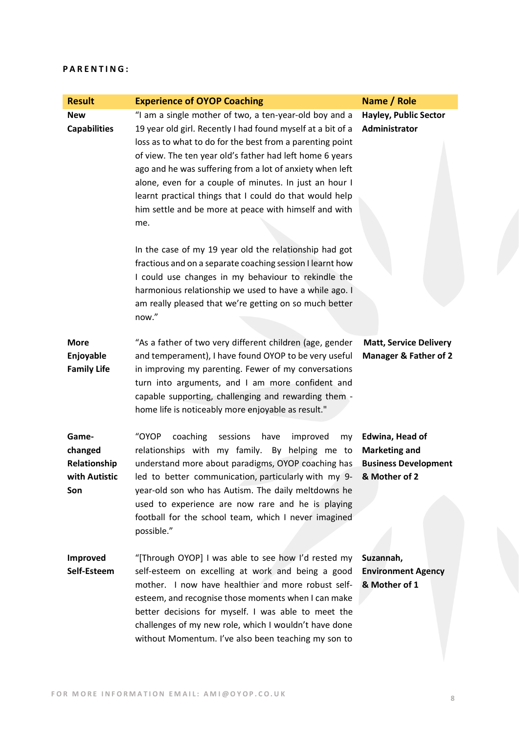**PARENTING:**

| Result | Experience of OYOP Coaching | Name / Role |
|---|---|---|
| **New Capabilities** | "I am a single mother of two, a ten-year-old boy and a 19 year old girl. Recently I had found myself at a bit of a loss as to what to do for the best from a parenting point of view. The ten year old's father had left home 6 years ago and he was suffering from a lot of anxiety when left alone, even for a couple of minutes. In just an hour I learnt practical things that I could do that would help him settle and be more at peace with himself and with me.<br><br>In the case of my 19 year old the relationship had got fractious and on a separate coaching session I learnt how I could use changes in my behaviour to rekindle the harmonious relationship we used to have a while ago. I am really pleased that we're getting on so much better now." | **Hayley, Public Sector Administrator** |
| **More Enjoyable Family Life** | "As a father of two very different children (age, gender and temperament), I have found OYOP to be very useful in improving my parenting. Fewer of my conversations turn into arguments, and I am more confident and capable supporting, challenging and rewarding them - home life is noticeably more enjoyable as result." | **Matt, Service Delivery Manager & Father of 2** |
| **Game-changed Relationship with Autistic Son** | "OYOP coaching sessions have improved my relationships with my family. By helping me to understand more about paradigms, OYOP coaching has led to better communication, particularly with my 9-year-old son who has Autism. The daily meltdowns he used to experience are now rare and he is playing football for the school team, which I never imagined possible." | **Edwina, Head of Marketing and Business Development & Mother of 2** |
| **Improved Self-Esteem** | "[Through OYOP] I was able to see how I'd rested my self-esteem on excelling at work and being a good mother. I now have healthier and more robust self-esteem, and recognise those moments when I can make better decisions for myself. I was able to meet the challenges of my new role, which I wouldn't have done without Momentum. I've also been teaching my son to | **Suzannah, Environment Agency & Mother of 1** |

FOR MORE INFORMATION EMAIL: AMI@OYOP.CO.UK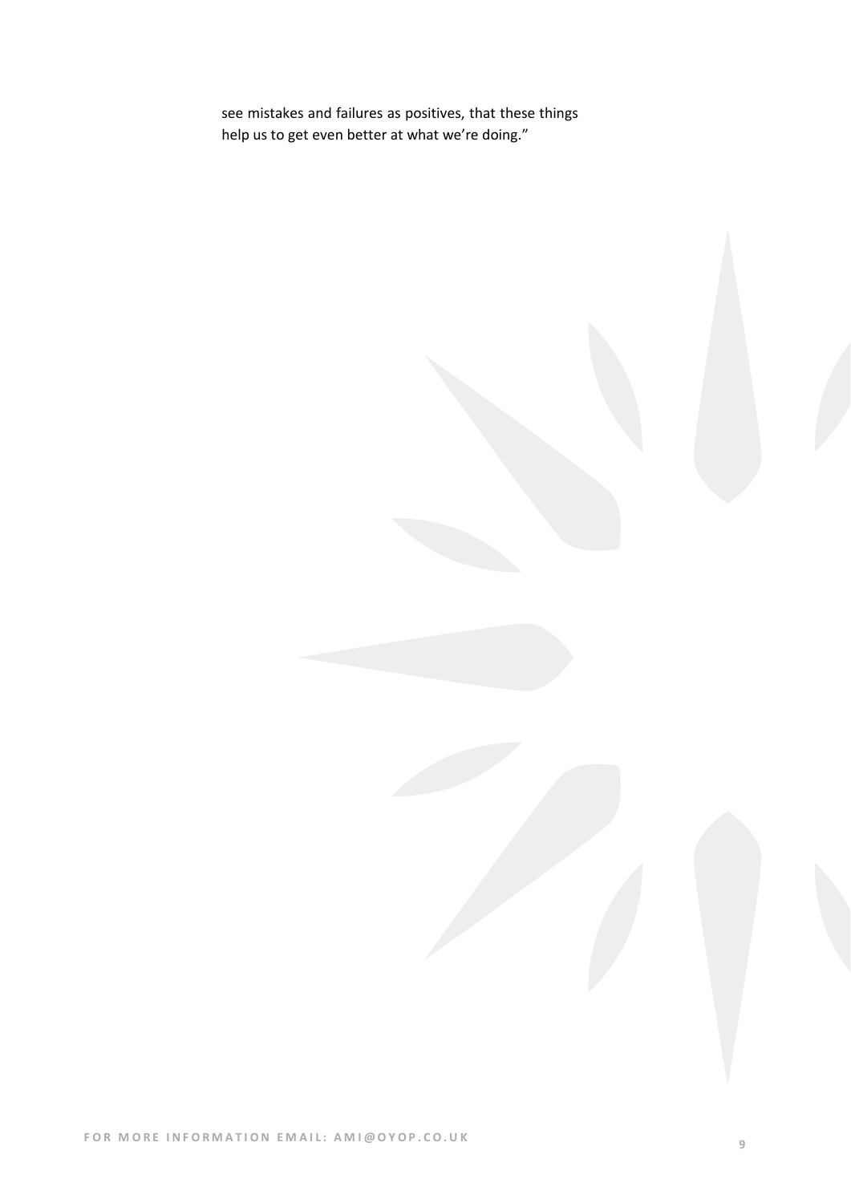see mistakes and failures as positives, that these things help us to get even better at what we're doing."